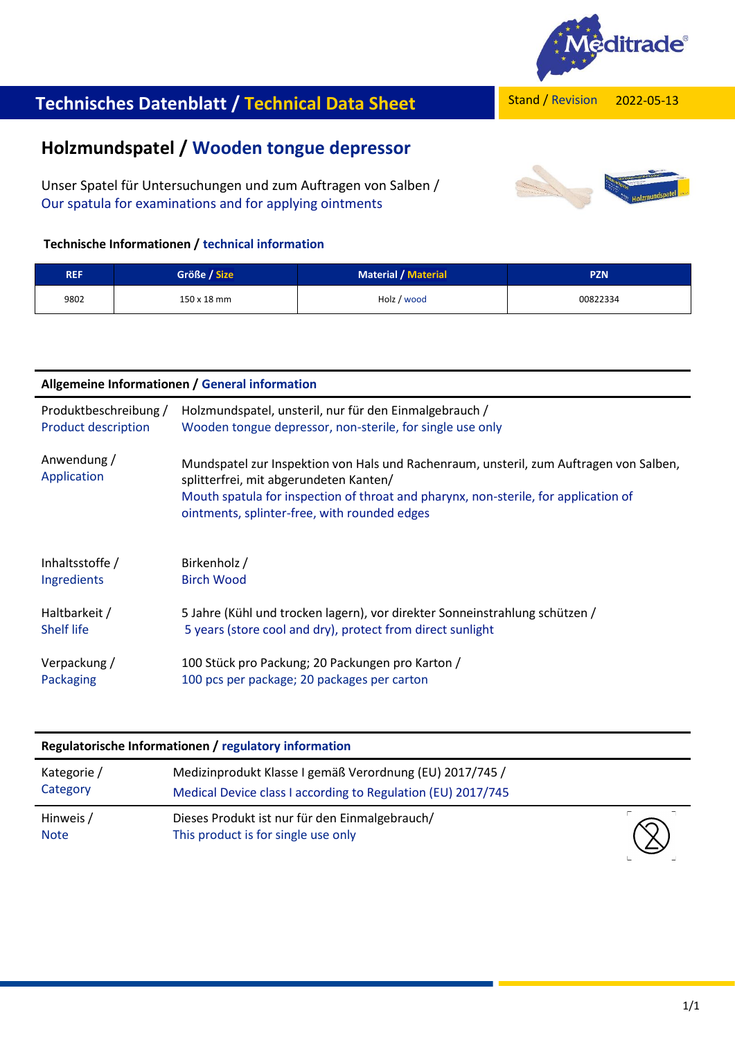# Technisches Datenblatt / Technical Data Sheet

Stand / Revision 2022-05-13

## Holzmundspatel / Wooden tongue depressor

Unser Spatel für Untersuchungen und zum Auftragen von Salben /
Our spatula for examinations and for applying ointments

### Technische Informationen / technical information

| REF | Größe / Size | Material / Material | PZN |
|---|---|---|---|
| 9802 | 150 x 18 mm | Holz / wood | 00822334 |

### Allgemeine Informationen / General information

| | |
|---|---|
| Produktbeschreibung / Product description | Holzmundspatel, unsteril, nur für den Einmalgebrauch / Wooden tongue depressor, non-sterile, for single use only |
| Anwendung / Application | Mundspatel zur Inspektion von Hals und Rachenraum, unsteril, zum Auftragen von Salben, splitterfrei, mit abgerundeten Kanten/ Mouth spatula for inspection of throat and pharynx, non-sterile, for application of ointments, splinter-free, with rounded edges |
| Inhaltsstoffe / Ingredients | Birkenholz / Birch Wood |
| Haltbarkeit / Shelf life | 5 Jahre (Kühl und trocken lagern), vor direkter Sonneinstrahlung schützen / 5 years (store cool and dry), protect from direct sunlight |
| Verpackung / Packaging | 100 Stück pro Packung; 20 Packungen pro Karton / 100 pcs per package; 20 packages per carton |

### Regulatorische Informationen / regulatory information

| | |
|---|---|
| Kategorie / Category | Medizinprodukt Klasse I gemäß Verordnung (EU) 2017/745 / Medical Device class I according to Regulation (EU) 2017/745 |
| Hinweis / Note | Dieses Produkt ist nur für den Einmalgebrauch/ This product is for single use only |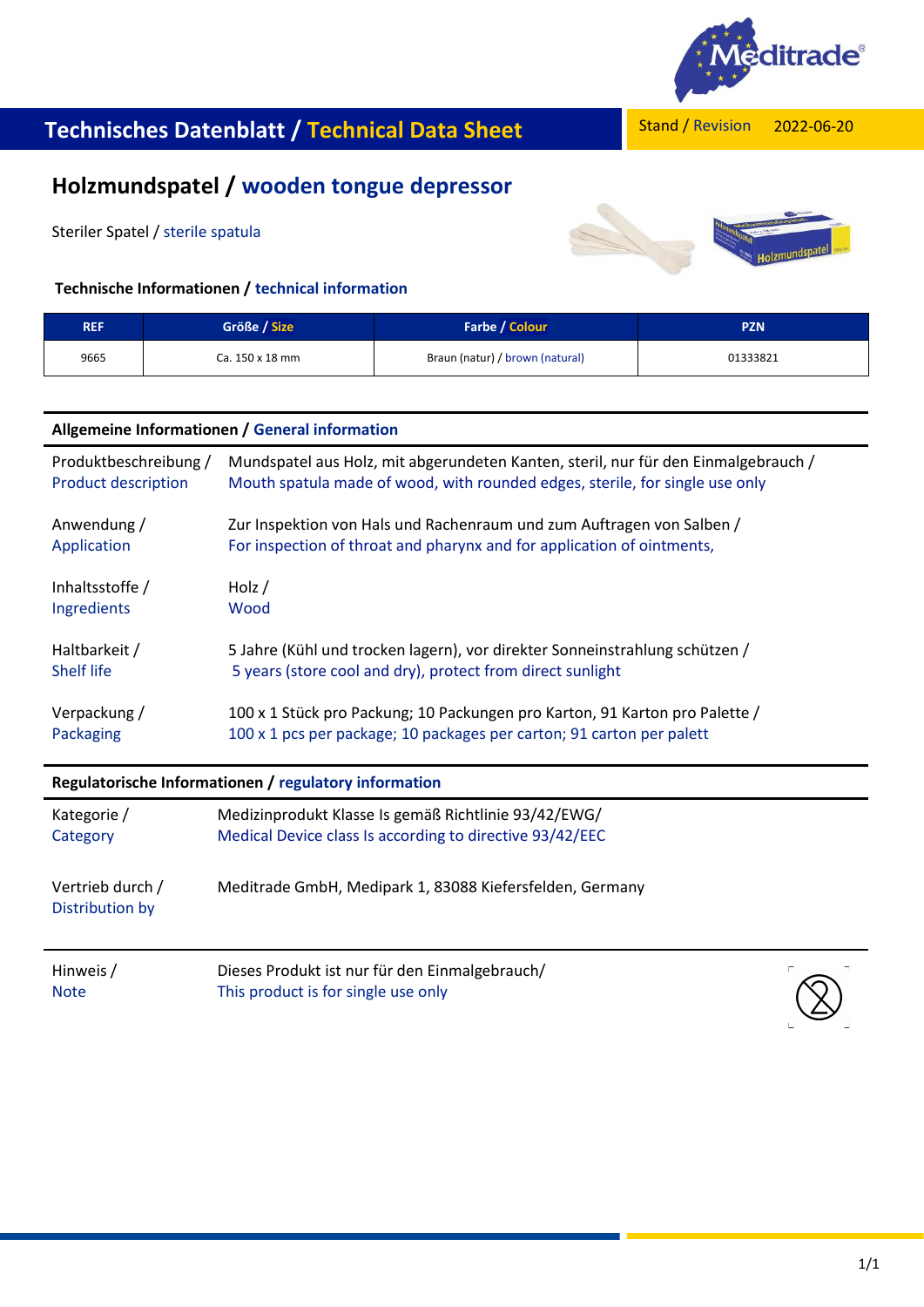# Technisches Datenblatt / Technical Data Sheet

Stand / Revision 2022-06-20

## Holzmundspatel / wooden tongue depressor

Steriler Spatel / sterile spatula

### Technische Informationen / technical information

| REF | Größe / Size | Farbe / Colour | PZN |
|---|---|---|---|
| 9665 | Ca. 150 x 18 mm | Braun (natur) / brown (natural) | 01333821 |

### Allgemeine Informationen / General information

| | |
|---|---|
| Produktbeschreibung / Product description | Mundspatel aus Holz, mit abgerundeten Kanten, steril, nur für den Einmalgebrauch / Mouth spatula made of wood, with rounded edges, sterile, for single use only |
| Anwendung / Application | Zur Inspektion von Hals und Rachenraum und zum Auftragen von Salben / For inspection of throat and pharynx and for application of ointments, |
| Inhaltsstoffe / Ingredients | Holz / Wood |
| Haltbarkeit / Shelf life | 5 Jahre (Kühl und trocken lagern), vor direkter Sonneinstrahlung schützen / 5 years (store cool and dry), protect from direct sunlight |
| Verpackung / Packaging | 100 x 1 Stück pro Packung; 10 Packungen pro Karton, 91 Karton pro Palette / 100 x 1 pcs per package; 10 packages per carton; 91 carton per palett |

### Regulatorische Informationen / regulatory information

| | |
|---|---|
| Kategorie / Category | Medizinprodukt Klasse Is gemäß Richtlinie 93/42/EWG/ Medical Device class Is according to directive 93/42/EEC |
| Vertrieb durch / Distribution by | Meditrade GmbH, Medipark 1, 83088 Kiefersfelden, Germany |

| | |
|---|---|
| Hinweis / Note | Dieses Produkt ist nur für den Einmalgebrauch/ This product is for single use only |